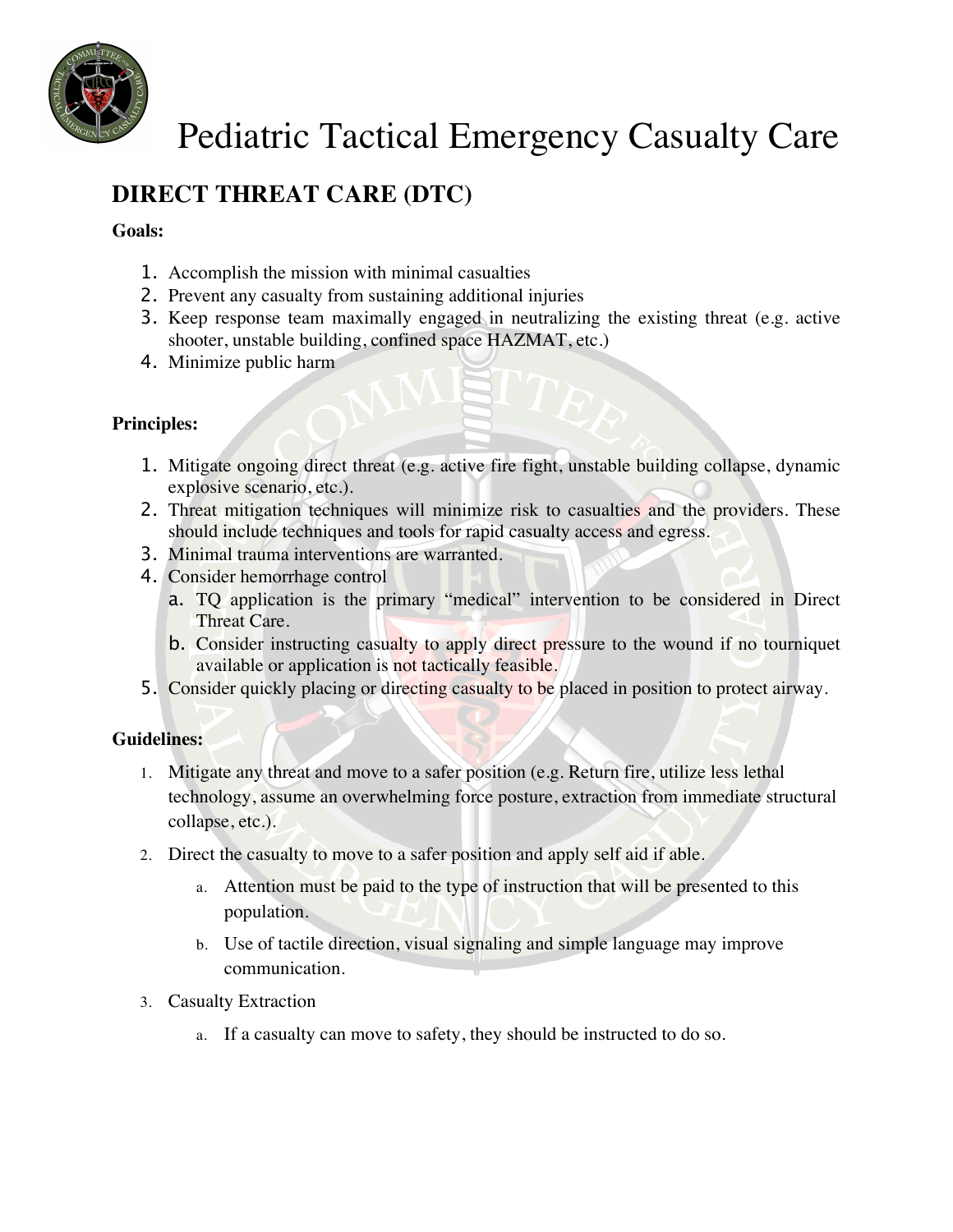# Pediatric Tactical Emergency Casualty Care

## DIRECT THREAT CARE (DTC)

**Goals:**

1. Accomplish the mission with minimal casualties
2. Prevent any casualty from sustaining additional injuries
3. Keep response team maximally engaged in neutralizing the existing threat (e.g. active shooter, unstable building, confined space HAZMAT, etc.)
4. Minimize public harm

**Principles:**

1. Mitigate ongoing direct threat (e.g. active fire fight, unstable building collapse, dynamic explosive scenario, etc.).
2. Threat mitigation techniques will minimize risk to casualties and the providers. These should include techniques and tools for rapid casualty access and egress.
3. Minimal trauma interventions are warranted.
4. Consider hemorrhage control
   a. TQ application is the primary "medical" intervention to be considered in Direct Threat Care.
   b. Consider instructing casualty to apply direct pressure to the wound if no tourniquet available or application is not tactically feasible.
5. Consider quickly placing or directing casualty to be placed in position to protect airway.

**Guidelines:**

1. Mitigate any threat and move to a safer position (e.g. Return fire, utilize less lethal technology, assume an overwhelming force posture, extraction from immediate structural collapse, etc.).
2. Direct the casualty to move to a safer position and apply self aid if able.
   a. Attention must be paid to the type of instruction that will be presented to this population.
   b. Use of tactile direction, visual signaling and simple language may improve communication.
3. Casualty Extraction
   a. If a casualty can move to safety, they should be instructed to do so.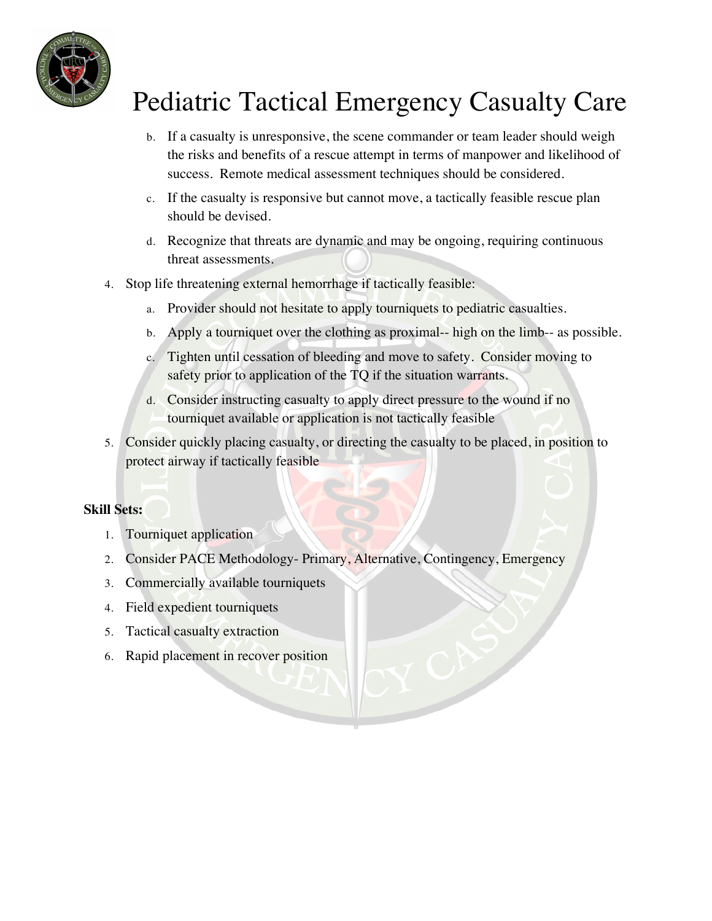b. If a casualty is unresponsive, the scene commander or team leader should weigh the risks and benefits of a rescue attempt in terms of manpower and likelihood of success. Remote medical assessment techniques should be considered.

c. If the casualty is responsive but cannot move, a tactically feasible rescue plan should be devised.

d. Recognize that threats are dynamic and may be ongoing, requiring continuous threat assessments.

4. Stop life threatening external hemorrhage if tactically feasible:

   a. Provider should not hesitate to apply tourniquets to pediatric casualties.

   b. Apply a tourniquet over the clothing as proximal-- high on the limb-- as possible.

   c. Tighten until cessation of bleeding and move to safety. Consider moving to safety prior to application of the TQ if the situation warrants.

   d. Consider instructing casualty to apply direct pressure to the wound if no tourniquet available or application is not tactically feasible

5. Consider quickly placing casualty, or directing the casualty to be placed, in position to protect airway if tactically feasible

**Skill Sets:**

1. Tourniquet application
2. Consider PACE Methodology- Primary, Alternative, Contingency, Emergency
3. Commercially available tourniquets
4. Field expedient tourniquets
5. Tactical casualty extraction
6. Rapid placement in recover position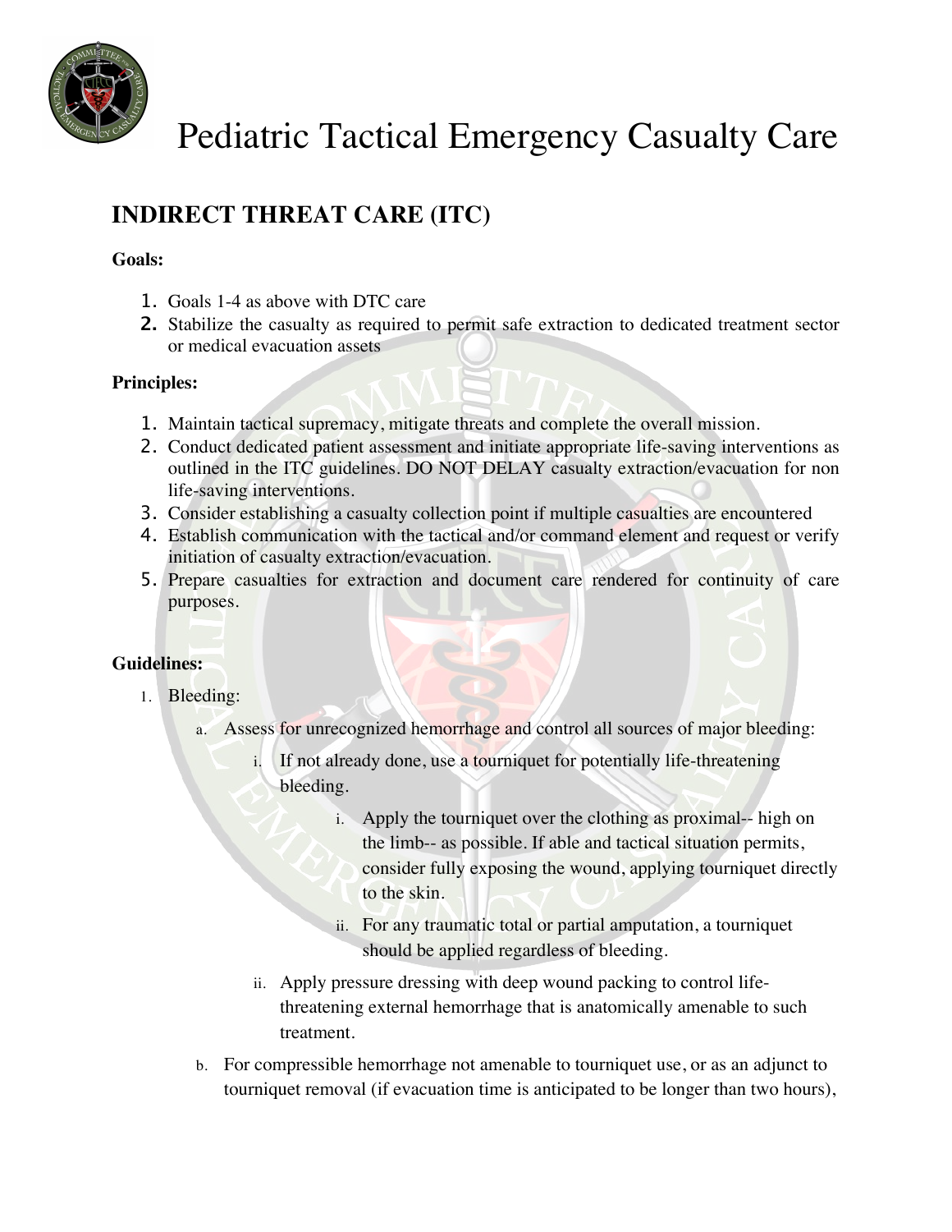# Pediatric Tactical Emergency Casualty Care

## INDIRECT THREAT CARE (ITC)

**Goals:**

1. Goals 1-4 as above with DTC care
2. Stabilize the casualty as required to permit safe extraction to dedicated treatment sector or medical evacuation assets

**Principles:**

1. Maintain tactical supremacy, mitigate threats and complete the overall mission.
2. Conduct dedicated patient assessment and initiate appropriate life-saving interventions as outlined in the ITC guidelines. DO NOT DELAY casualty extraction/evacuation for non life-saving interventions.
3. Consider establishing a casualty collection point if multiple casualties are encountered
4. Establish communication with the tactical and/or command element and request or verify initiation of casualty extraction/evacuation.
5. Prepare casualties for extraction and document care rendered for continuity of care purposes.

**Guidelines:**

1. Bleeding:
   a. Assess for unrecognized hemorrhage and control all sources of major bleeding:
      i. If not already done, use a tourniquet for potentially life-threatening bleeding.
         i. Apply the tourniquet over the clothing as proximal-- high on the limb-- as possible. If able and tactical situation permits, consider fully exposing the wound, applying tourniquet directly to the skin.
         ii. For any traumatic total or partial amputation, a tourniquet should be applied regardless of bleeding.
      ii. Apply pressure dressing with deep wound packing to control life-threatening external hemorrhage that is anatomically amenable to such treatment.
   b. For compressible hemorrhage not amenable to tourniquet use, or as an adjunct to tourniquet removal (if evacuation time is anticipated to be longer than two hours),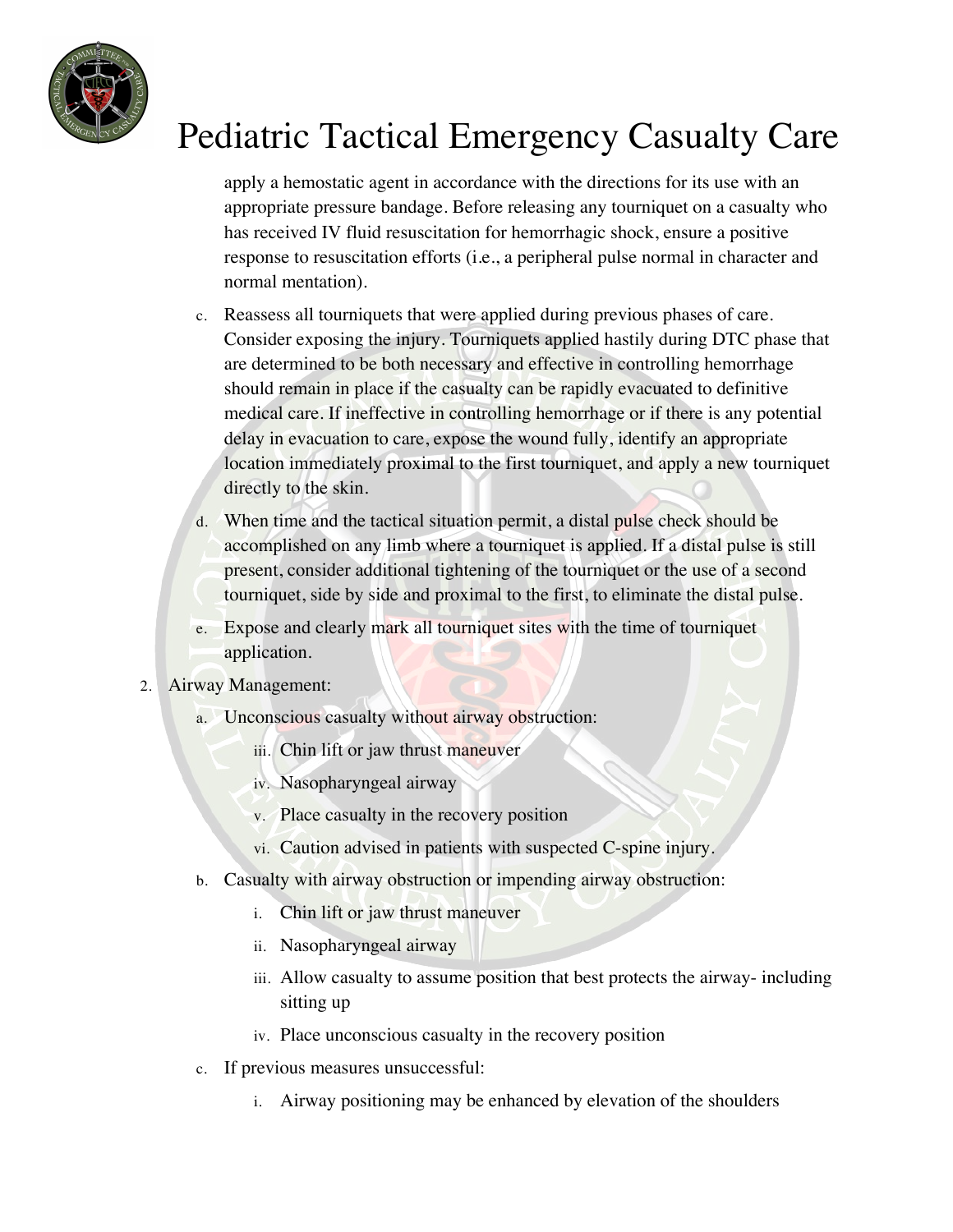apply a hemostatic agent in accordance with the directions for its use with an appropriate pressure bandage. Before releasing any tourniquet on a casualty who has received IV fluid resuscitation for hemorrhagic shock, ensure a positive response to resuscitation efforts (i.e., a peripheral pulse normal in character and normal mentation).

c. Reassess all tourniquets that were applied during previous phases of care. Consider exposing the injury. Tourniquets applied hastily during DTC phase that are determined to be both necessary and effective in controlling hemorrhage should remain in place if the casualty can be rapidly evacuated to definitive medical care. If ineffective in controlling hemorrhage or if there is any potential delay in evacuation to care, expose the wound fully, identify an appropriate location immediately proximal to the first tourniquet, and apply a new tourniquet directly to the skin.

d. When time and the tactical situation permit, a distal pulse check should be accomplished on any limb where a tourniquet is applied. If a distal pulse is still present, consider additional tightening of the tourniquet or the use of a second tourniquet, side by side and proximal to the first, to eliminate the distal pulse.

e. Expose and clearly mark all tourniquet sites with the time of tourniquet application.

2. Airway Management:

   a. Unconscious casualty without airway obstruction:

      iii. Chin lift or jaw thrust maneuver

      iv. Nasopharyngeal airway

      v. Place casualty in the recovery position

      vi. Caution advised in patients with suspected C-spine injury.

   b. Casualty with airway obstruction or impending airway obstruction:

      i. Chin lift or jaw thrust maneuver

      ii. Nasopharyngeal airway

      iii. Allow casualty to assume position that best protects the airway- including sitting up

      iv. Place unconscious casualty in the recovery position

   c. If previous measures unsuccessful:

      i. Airway positioning may be enhanced by elevation of the shoulders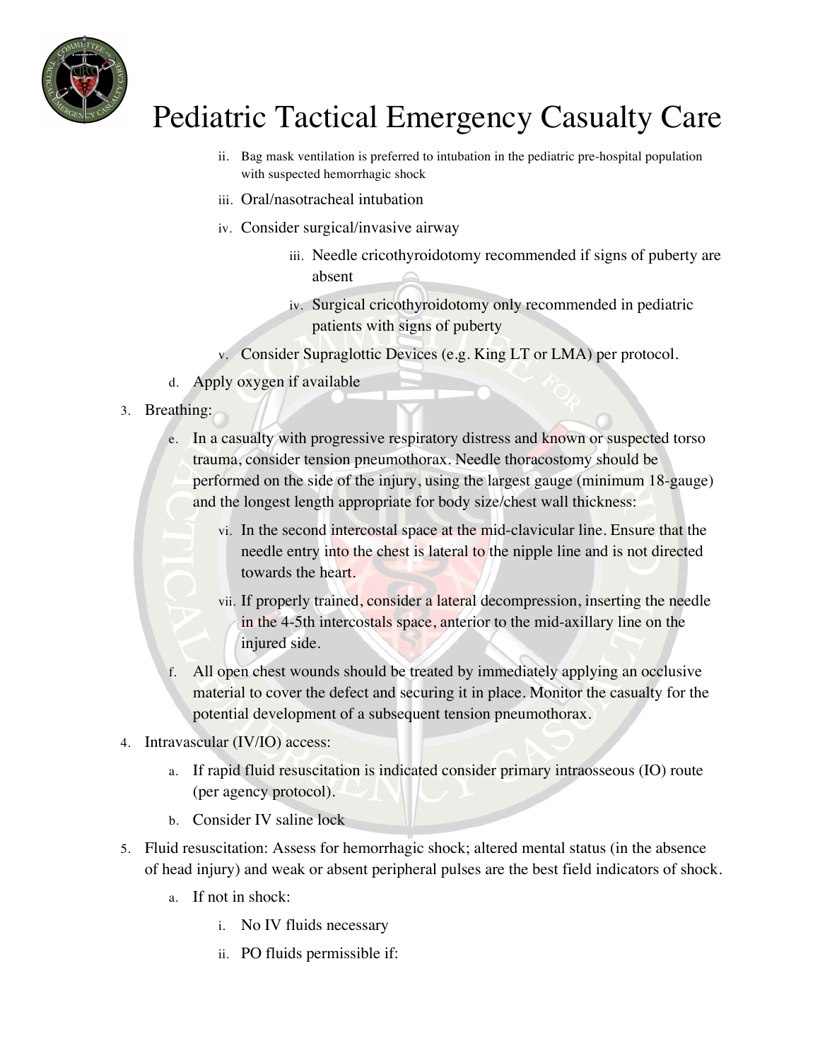# Pediatric Tactical Emergency Casualty Care

ii. Bag mask ventilation is preferred to intubation in the pediatric pre-hospital population with suspected hemorrhagic shock

iii. Oral/nasotracheal intubation

iv. Consider surgical/invasive airway

    iii. Needle cricothyroidotomy recommended if signs of puberty are absent

    iv. Surgical cricothyroidotomy only recommended in pediatric patients with signs of puberty

v. Consider Supraglottic Devices (e.g. King LT or LMA) per protocol.

d. Apply oxygen if available

3. Breathing:

    e. In a casualty with progressive respiratory distress and known or suspected torso trauma, consider tension pneumothorax. Needle thoracostomy should be performed on the side of the injury, using the largest gauge (minimum 18-gauge) and the longest length appropriate for body size/chest wall thickness:

        vi. In the second intercostal space at the mid-clavicular line. Ensure that the needle entry into the chest is lateral to the nipple line and is not directed towards the heart.

        vii. If properly trained, consider a lateral decompression, inserting the needle in the 4-5th intercostals space, anterior to the mid-axillary line on the injured side.

    f. All open chest wounds should be treated by immediately applying an occlusive material to cover the defect and securing it in place. Monitor the casualty for the potential development of a subsequent tension pneumothorax.

4. Intravascular (IV/IO) access:

    a. If rapid fluid resuscitation is indicated consider primary intraosseous (IO) route (per agency protocol).

    b. Consider IV saline lock

5. Fluid resuscitation: Assess for hemorrhagic shock; altered mental status (in the absence of head injury) and weak or absent peripheral pulses are the best field indicators of shock.

    a. If not in shock:

        i. No IV fluids necessary

        ii. PO fluids permissible if: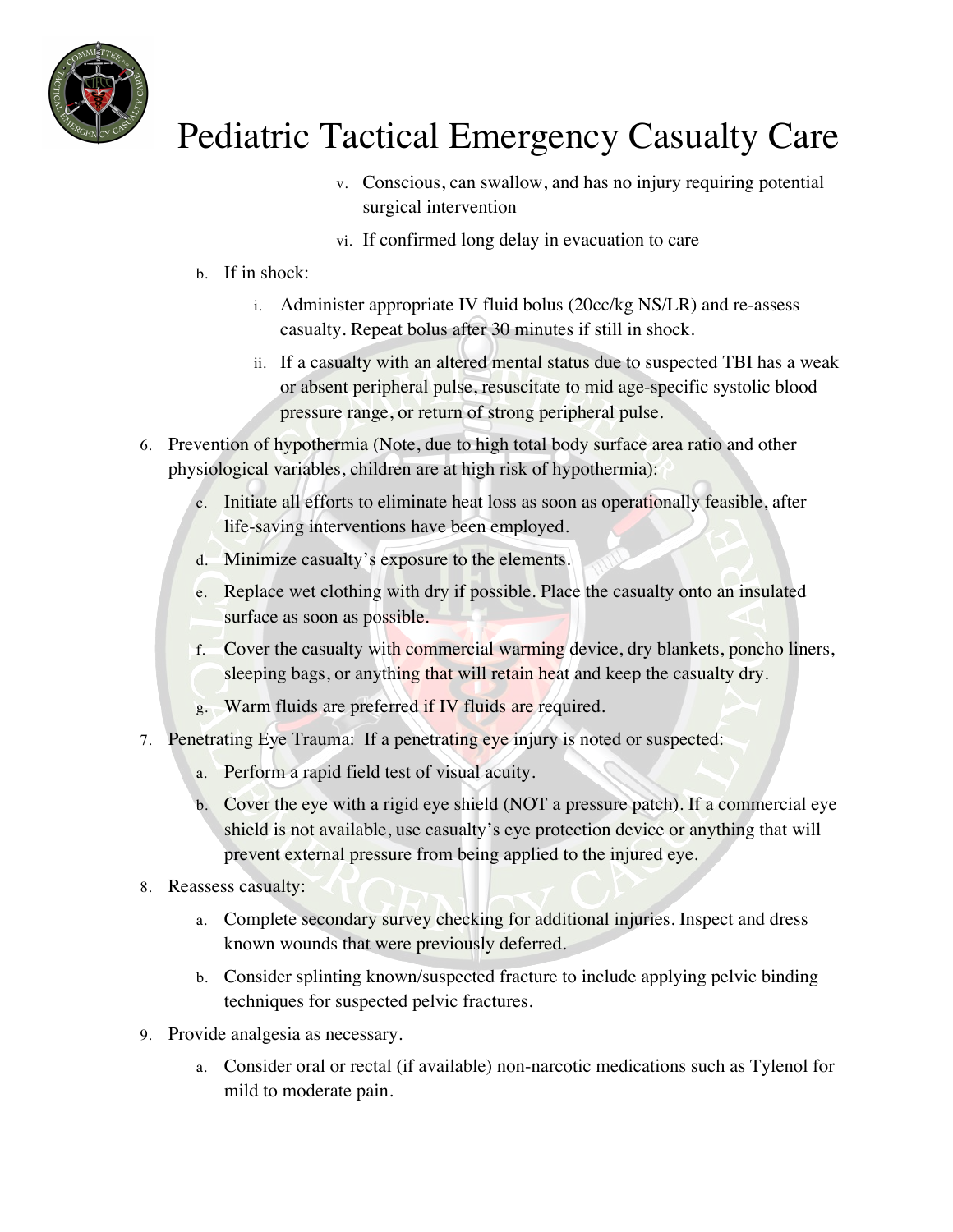v. Conscious, can swallow, and has no injury requiring potential surgical intervention

vi. If confirmed long delay in evacuation to care

b. If in shock:

   i. Administer appropriate IV fluid bolus (20cc/kg NS/LR) and re-assess casualty. Repeat bolus after 30 minutes if still in shock.

   ii. If a casualty with an altered mental status due to suspected TBI has a weak or absent peripheral pulse, resuscitate to mid age-specific systolic blood pressure range, or return of strong peripheral pulse.

6. Prevention of hypothermia (Note, due to high total body surface area ratio and other physiological variables, children are at high risk of hypothermia):

   c. Initiate all efforts to eliminate heat loss as soon as operationally feasible, after life-saving interventions have been employed.

   d. Minimize casualty's exposure to the elements.

   e. Replace wet clothing with dry if possible. Place the casualty onto an insulated surface as soon as possible.

   f. Cover the casualty with commercial warming device, dry blankets, poncho liners, sleeping bags, or anything that will retain heat and keep the casualty dry.

   g. Warm fluids are preferred if IV fluids are required.

7. Penetrating Eye Trauma: If a penetrating eye injury is noted or suspected:

   a. Perform a rapid field test of visual acuity.

   b. Cover the eye with a rigid eye shield (NOT a pressure patch). If a commercial eye shield is not available, use casualty's eye protection device or anything that will prevent external pressure from being applied to the injured eye.

8. Reassess casualty:

   a. Complete secondary survey checking for additional injuries. Inspect and dress known wounds that were previously deferred.

   b. Consider splinting known/suspected fracture to include applying pelvic binding techniques for suspected pelvic fractures.

9. Provide analgesia as necessary.

   a. Consider oral or rectal (if available) non-narcotic medications such as Tylenol for mild to moderate pain.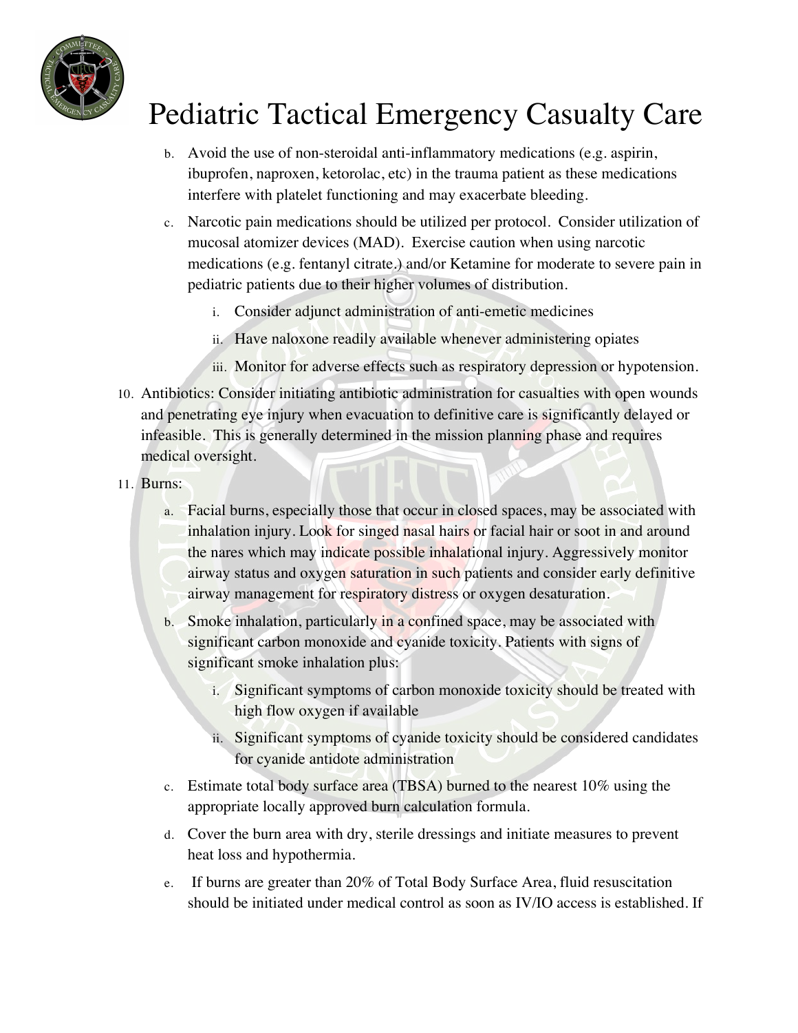b. Avoid the use of non-steroidal anti-inflammatory medications (e.g. aspirin, ibuprofen, naproxen, ketorolac, etc) in the trauma patient as these medications interfere with platelet functioning and may exacerbate bleeding.

c. Narcotic pain medications should be utilized per protocol. Consider utilization of mucosal atomizer devices (MAD). Exercise caution when using narcotic medications (e.g. fentanyl citrate.) and/or Ketamine for moderate to severe pain in pediatric patients due to their higher volumes of distribution.

   i. Consider adjunct administration of anti-emetic medicines

   ii. Have naloxone readily available whenever administering opiates

   iii. Monitor for adverse effects such as respiratory depression or hypotension.

10. Antibiotics: Consider initiating antibiotic administration for casualties with open wounds and penetrating eye injury when evacuation to definitive care is significantly delayed or infeasible. This is generally determined in the mission planning phase and requires medical oversight.

11. Burns:

   a. Facial burns, especially those that occur in closed spaces, may be associated with inhalation injury. Look for singed nasal hairs or facial hair or soot in and around the nares which may indicate possible inhalational injury. Aggressively monitor airway status and oxygen saturation in such patients and consider early definitive airway management for respiratory distress or oxygen desaturation.

   b. Smoke inhalation, particularly in a confined space, may be associated with significant carbon monoxide and cyanide toxicity. Patients with signs of significant smoke inhalation plus:

      i. Significant symptoms of carbon monoxide toxicity should be treated with high flow oxygen if available

      ii. Significant symptoms of cyanide toxicity should be considered candidates for cyanide antidote administration

   c. Estimate total body surface area (TBSA) burned to the nearest 10% using the appropriate locally approved burn calculation formula.

   d. Cover the burn area with dry, sterile dressings and initiate measures to prevent heat loss and hypothermia.

   e. If burns are greater than 20% of Total Body Surface Area, fluid resuscitation should be initiated under medical control as soon as IV/IO access is established. If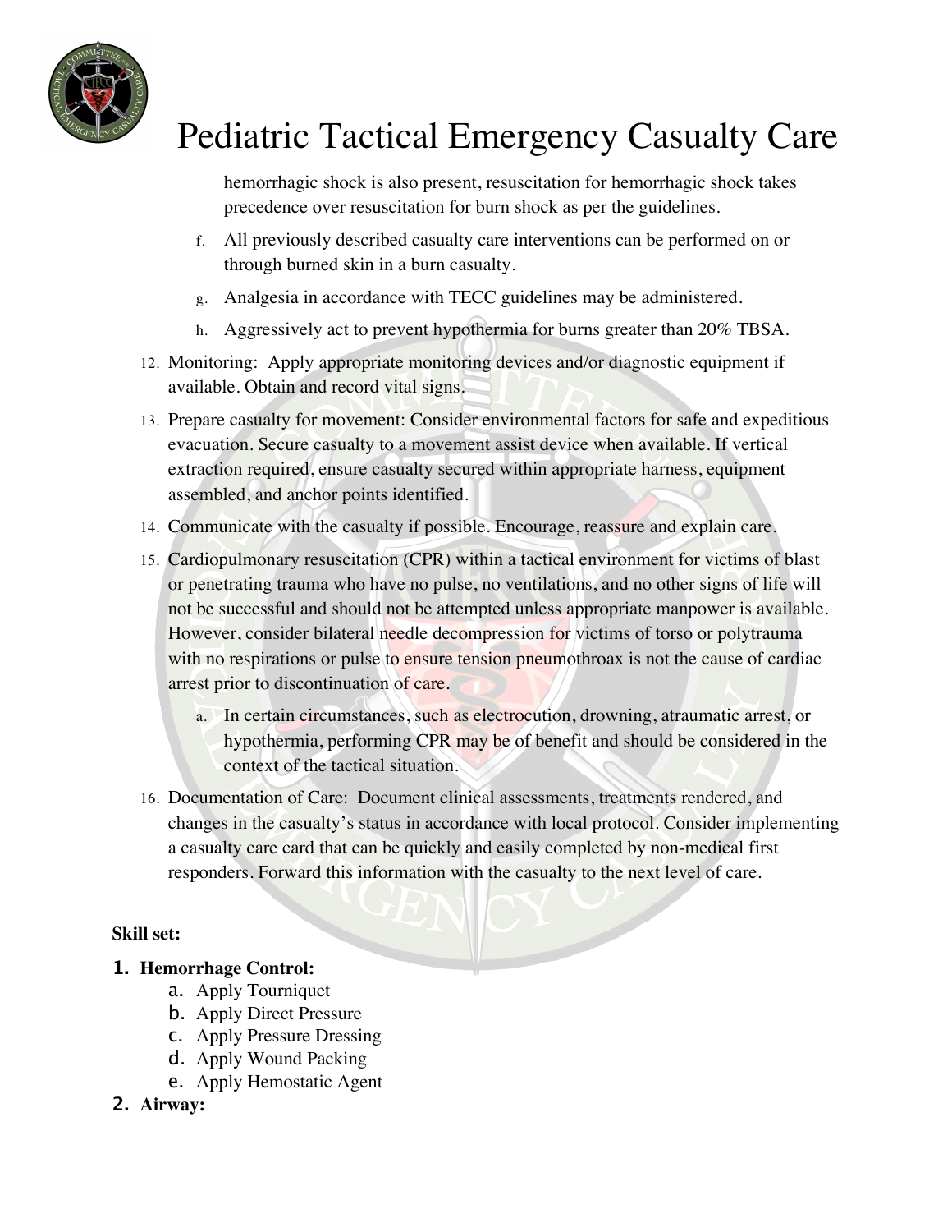hemorrhagic shock is also present, resuscitation for hemorrhagic shock takes precedence over resuscitation for burn shock as per the guidelines.

   f. All previously described casualty care interventions can be performed on or through burned skin in a burn casualty.
   g. Analgesia in accordance with TECC guidelines may be administered.
   h. Aggressively act to prevent hypothermia for burns greater than 20% TBSA.

12. Monitoring: Apply appropriate monitoring devices and/or diagnostic equipment if available. Obtain and record vital signs.
13. Prepare casualty for movement: Consider environmental factors for safe and expeditious evacuation. Secure casualty to a movement assist device when available. If vertical extraction required, ensure casualty secured within appropriate harness, equipment assembled, and anchor points identified.
14. Communicate with the casualty if possible. Encourage, reassure and explain care.
15. Cardiopulmonary resuscitation (CPR) within a tactical environment for victims of blast or penetrating trauma who have no pulse, no ventilations, and no other signs of life will not be successful and should not be attempted unless appropriate manpower is available. However, consider bilateral needle decompression for victims of torso or polytrauma with no respirations or pulse to ensure tension pneumothroax is not the cause of cardiac arrest prior to discontinuation of care.
   a. In certain circumstances, such as electrocution, drowning, atraumatic arrest, or hypothermia, performing CPR may be of benefit and should be considered in the context of the tactical situation.
16. Documentation of Care: Document clinical assessments, treatments rendered, and changes in the casualty's status in accordance with local protocol. Consider implementing a casualty care card that can be quickly and easily completed by non-medical first responders. Forward this information with the casualty to the next level of care.

**Skill set:**

1. **Hemorrhage Control:**
   a. Apply Tourniquet
   b. Apply Direct Pressure
   c. Apply Pressure Dressing
   d. Apply Wound Packing
   e. Apply Hemostatic Agent
2. **Airway:**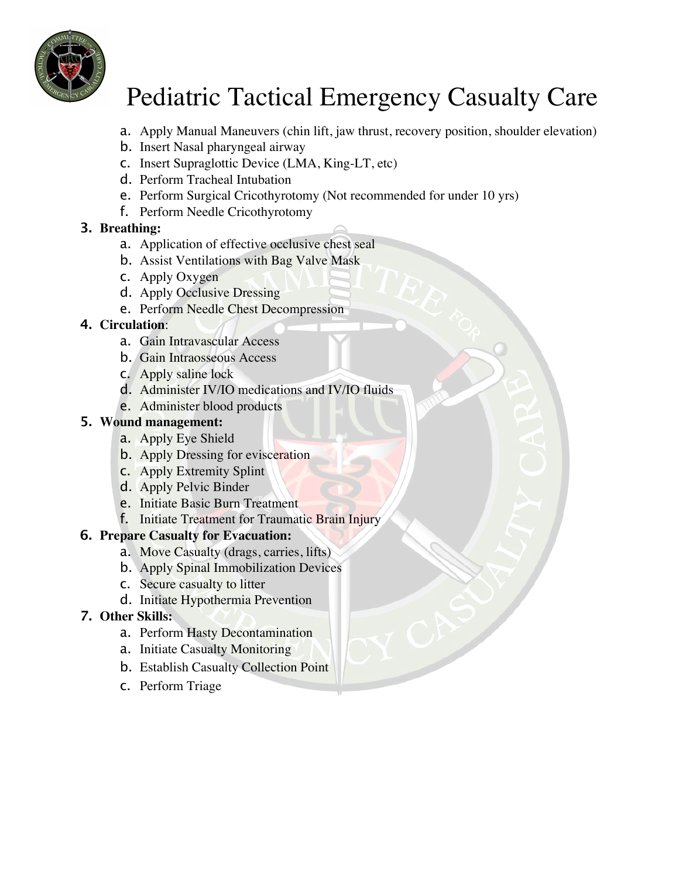# Pediatric Tactical Emergency Casualty Care

   a. Apply Manual Maneuvers (chin lift, jaw thrust, recovery position, shoulder elevation)
   b. Insert Nasal pharyngeal airway
   c. Insert Supraglottic Device (LMA, King-LT, etc)
   d. Perform Tracheal Intubation
   e. Perform Surgical Cricothyrotomy (Not recommended for under 10 yrs)
   f. Perform Needle Cricothyrotomy

3. **Breathing:**
   a. Application of effective occlusive chest seal
   b. Assist Ventilations with Bag Valve Mask
   c. Apply Oxygen
   d. Apply Occlusive Dressing
   e. Perform Needle Chest Decompression
4. **Circulation**:
   a. Gain Intravascular Access
   b. Gain Intraosseous Access
   c. Apply saline lock
   d. Administer IV/IO medications and IV/IO fluids
   e. Administer blood products
5. **Wound management:**
   a. Apply Eye Shield
   b. Apply Dressing for evisceration
   c. Apply Extremity Splint
   d. Apply Pelvic Binder
   e. Initiate Basic Burn Treatment
   f. Initiate Treatment for Traumatic Brain Injury
6. **Prepare Casualty for Evacuation:**
   a. Move Casualty (drags, carries, lifts)
   b. Apply Spinal Immobilization Devices
   c. Secure casualty to litter
   d. Initiate Hypothermia Prevention
7. **Other Skills:**
   a. Perform Hasty Decontamination
   a. Initiate Casualty Monitoring
   b. Establish Casualty Collection Point
   c. Perform Triage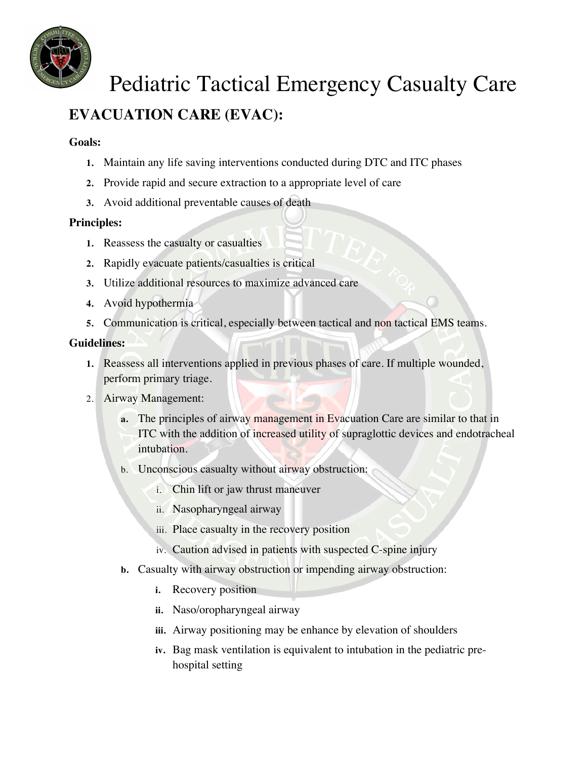# Pediatric Tactical Emergency Casualty Care

## EVACUATION CARE (EVAC):

**Goals:**

1. Maintain any life saving interventions conducted during DTC and ITC phases
2. Provide rapid and secure extraction to a appropriate level of care
3. Avoid additional preventable causes of death

**Principles:**

1. Reassess the casualty or casualties
2. Rapidly evacuate patients/casualties is critical
3. Utilize additional resources to maximize advanced care
4. Avoid hypothermia
5. Communication is critical, especially between tactical and non tactical EMS teams.

**Guidelines:**

1. Reassess all interventions applied in previous phases of care. If multiple wounded, perform primary triage.
2. Airway Management:
   a. The principles of airway management in Evacuation Care are similar to that in ITC with the addition of increased utility of supraglottic devices and endotracheal intubation.
   b. Unconscious casualty without airway obstruction:
      i. Chin lift or jaw thrust maneuver
      ii. Nasopharyngeal airway
      iii. Place casualty in the recovery position
      iv. Caution advised in patients with suspected C-spine injury
   b. Casualty with airway obstruction or impending airway obstruction:
      i. Recovery position
      ii. Naso/oropharyngeal airway
      iii. Airway positioning may be enhance by elevation of shoulders
      iv. Bag mask ventilation is equivalent to intubation in the pediatric pre-hospital setting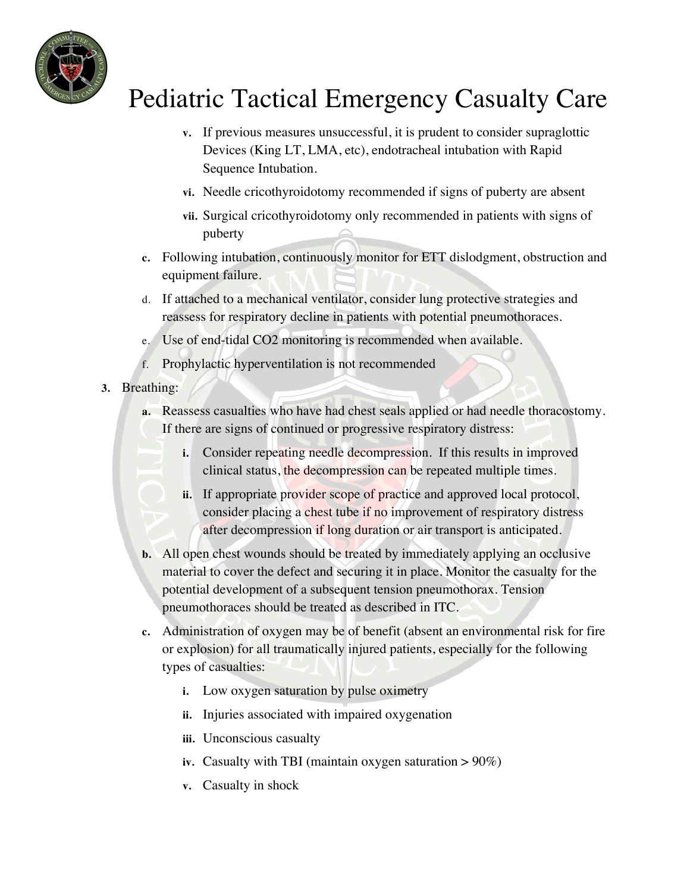v. If previous measures unsuccessful, it is prudent to consider supraglottic Devices (King LT, LMA, etc), endotracheal intubation with Rapid Sequence Intubation.

vi. Needle cricothyroidotomy recommended if signs of puberty are absent

vii. Surgical cricothyroidotomy only recommended in patients with signs of puberty

c. Following intubation, continuously monitor for ETT dislodgment, obstruction and equipment failure.

d. If attached to a mechanical ventilator, consider lung protective strategies and reassess for respiratory decline in patients with potential pneumothoraces.

e. Use of end-tidal CO2 monitoring is recommended when available.

f. Prophylactic hyperventilation is not recommended

3. Breathing:

a. Reassess casualties who have had chest seals applied or had needle thoracostomy. If there are signs of continued or progressive respiratory distress:

   i. Consider repeating needle decompression. If this results in improved clinical status, the decompression can be repeated multiple times.

   ii. If appropriate provider scope of practice and approved local protocol, consider placing a chest tube if no improvement of respiratory distress after decompression if long duration or air transport is anticipated.

b. All open chest wounds should be treated by immediately applying an occlusive material to cover the defect and securing it in place. Monitor the casualty for the potential development of a subsequent tension pneumothorax. Tension pneumothoraces should be treated as described in ITC.

c. Administration of oxygen may be of benefit (absent an environmental risk for fire or explosion) for all traumatically injured patients, especially for the following types of casualties:

   i. Low oxygen saturation by pulse oximetry

   ii. Injuries associated with impaired oxygenation

   iii. Unconscious casualty

   iv. Casualty with TBI (maintain oxygen saturation > 90%)

   v. Casualty in shock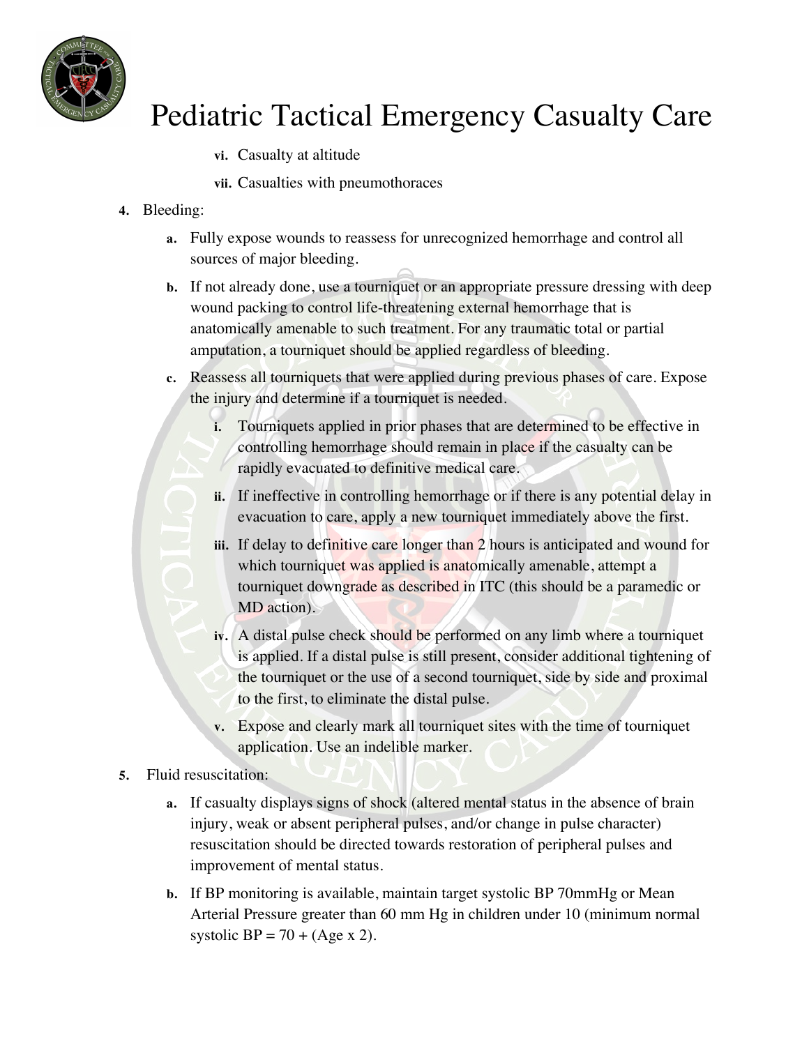vi. Casualty at altitude

vii. Casualties with pneumothoraces

4. Bleeding:

   a. Fully expose wounds to reassess for unrecognized hemorrhage and control all sources of major bleeding.

   b. If not already done, use a tourniquet or an appropriate pressure dressing with deep wound packing to control life-threatening external hemorrhage that is anatomically amenable to such treatment. For any traumatic total or partial amputation, a tourniquet should be applied regardless of bleeding.

   c. Reassess all tourniquets that were applied during previous phases of care. Expose the injury and determine if a tourniquet is needed.

      i. Tourniquets applied in prior phases that are determined to be effective in controlling hemorrhage should remain in place if the casualty can be rapidly evacuated to definitive medical care.

      ii. If ineffective in controlling hemorrhage or if there is any potential delay in evacuation to care, apply a new tourniquet immediately above the first.

      iii. If delay to definitive care longer than 2 hours is anticipated and wound for which tourniquet was applied is anatomically amenable, attempt a tourniquet downgrade as described in ITC (this should be a paramedic or MD action).

      iv. A distal pulse check should be performed on any limb where a tourniquet is applied. If a distal pulse is still present, consider additional tightening of the tourniquet or the use of a second tourniquet, side by side and proximal to the first, to eliminate the distal pulse.

      v. Expose and clearly mark all tourniquet sites with the time of tourniquet application. Use an indelible marker.

5. Fluid resuscitation:

   a. If casualty displays signs of shock (altered mental status in the absence of brain injury, weak or absent peripheral pulses, and/or change in pulse character) resuscitation should be directed towards restoration of peripheral pulses and improvement of mental status.

   b. If BP monitoring is available, maintain target systolic BP 70mmHg or Mean Arterial Pressure greater than 60 mm Hg in children under 10 (minimum normal systolic BP = 70 + (Age x 2).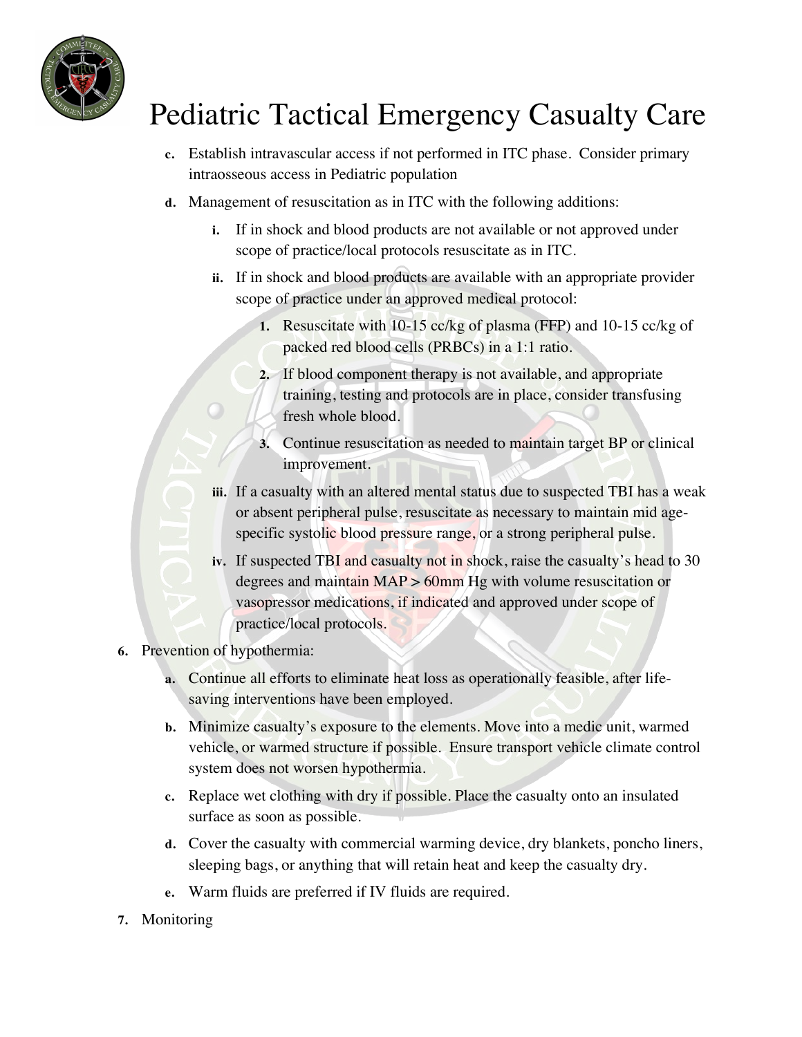c. Establish intravascular access if not performed in ITC phase. Consider primary intraosseous access in Pediatric population

d. Management of resuscitation as in ITC with the following additions:

   i. If in shock and blood products are not available or not approved under scope of practice/local protocols resuscitate as in ITC.

   ii. If in shock and blood products are available with an appropriate provider scope of practice under an approved medical protocol:

      1. Resuscitate with 10-15 cc/kg of plasma (FFP) and 10-15 cc/kg of packed red blood cells (PRBCs) in a 1:1 ratio.

      2. If blood component therapy is not available, and appropriate training, testing and protocols are in place, consider transfusing fresh whole blood.

      3. Continue resuscitation as needed to maintain target BP or clinical improvement.

   iii. If a casualty with an altered mental status due to suspected TBI has a weak or absent peripheral pulse, resuscitate as necessary to maintain mid age-specific systolic blood pressure range, or a strong peripheral pulse.

   iv. If suspected TBI and casualty not in shock, raise the casualty's head to 30 degrees and maintain MAP > 60mm Hg with volume resuscitation or vasopressor medications, if indicated and approved under scope of practice/local protocols.

6. Prevention of hypothermia:

   a. Continue all efforts to eliminate heat loss as operationally feasible, after life-saving interventions have been employed.

   b. Minimize casualty's exposure to the elements. Move into a medic unit, warmed vehicle, or warmed structure if possible. Ensure transport vehicle climate control system does not worsen hypothermia.

   c. Replace wet clothing with dry if possible. Place the casualty onto an insulated surface as soon as possible.

   d. Cover the casualty with commercial warming device, dry blankets, poncho liners, sleeping bags, or anything that will retain heat and keep the casualty dry.

   e. Warm fluids are preferred if IV fluids are required.

7. Monitoring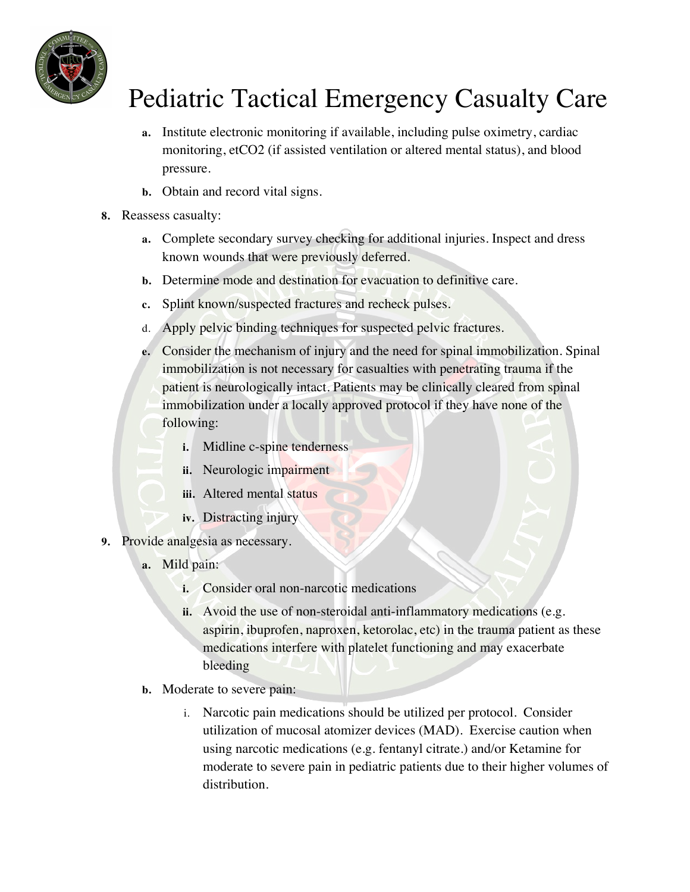a. Institute electronic monitoring if available, including pulse oximetry, cardiac monitoring, etCO2 (if assisted ventilation or altered mental status), and blood pressure.

b. Obtain and record vital signs.

8. Reassess casualty:

   a. Complete secondary survey checking for additional injuries. Inspect and dress known wounds that were previously deferred.

   b. Determine mode and destination for evacuation to definitive care.

   c. Splint known/suspected fractures and recheck pulses.

   d. Apply pelvic binding techniques for suspected pelvic fractures.

   e. Consider the mechanism of injury and the need for spinal immobilization. Spinal immobilization is not necessary for casualties with penetrating trauma if the patient is neurologically intact. Patients may be clinically cleared from spinal immobilization under a locally approved protocol if they have none of the following:

      i. Midline c-spine tenderness

      ii. Neurologic impairment

      iii. Altered mental status

      iv. Distracting injury

9. Provide analgesia as necessary.

   a. Mild pain:

      i. Consider oral non-narcotic medications

      ii. Avoid the use of non-steroidal anti-inflammatory medications (e.g. aspirin, ibuprofen, naproxen, ketorolac, etc) in the trauma patient as these medications interfere with platelet functioning and may exacerbate bleeding

   b. Moderate to severe pain:

      i. Narcotic pain medications should be utilized per protocol. Consider utilization of mucosal atomizer devices (MAD). Exercise caution when using narcotic medications (e.g. fentanyl citrate.) and/or Ketamine for moderate to severe pain in pediatric patients due to their higher volumes of distribution.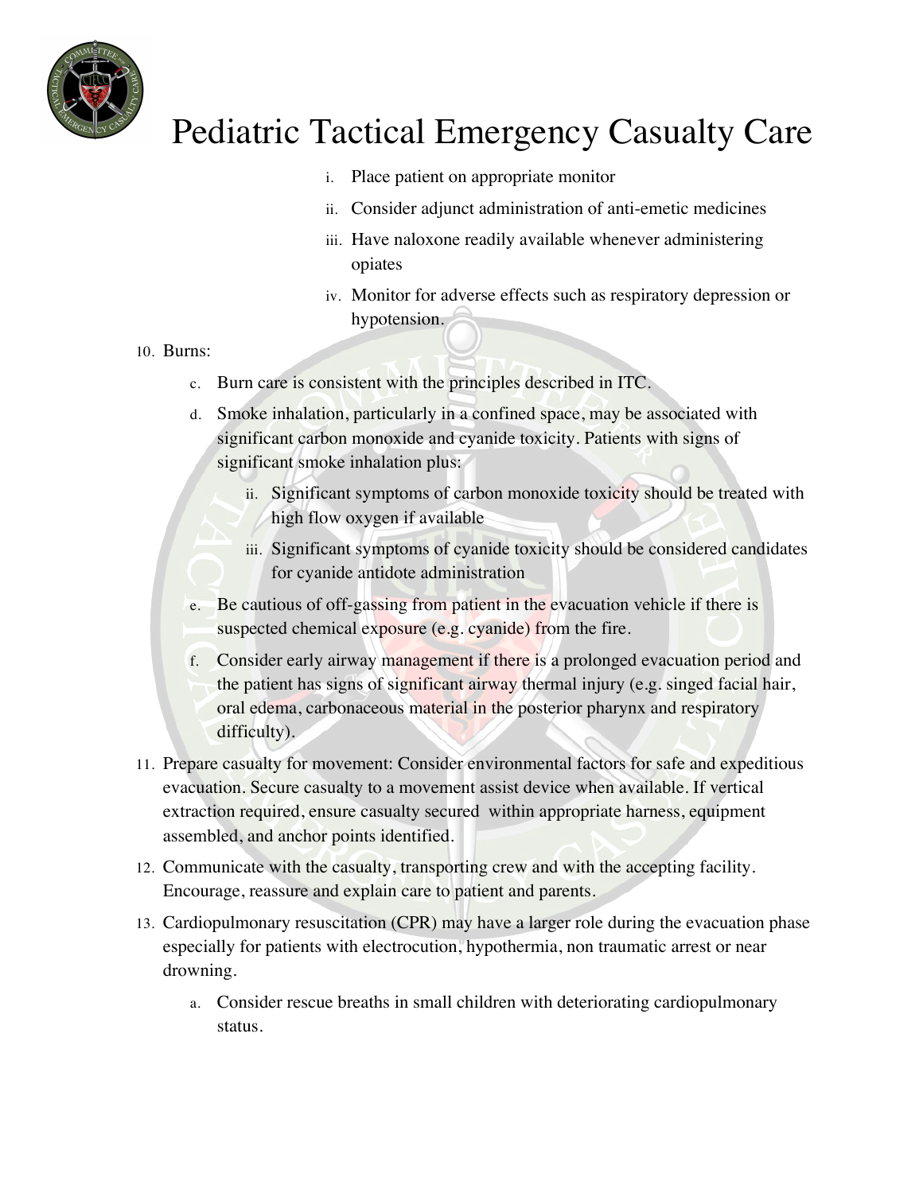i. Place patient on appropriate monitor

ii. Consider adjunct administration of anti-emetic medicines

iii. Have naloxone readily available whenever administering opiates

iv. Monitor for adverse effects such as respiratory depression or hypotension.

10. Burns:

    c. Burn care is consistent with the principles described in ITC.

    d. Smoke inhalation, particularly in a confined space, may be associated with significant carbon monoxide and cyanide toxicity. Patients with signs of significant smoke inhalation plus:

        ii. Significant symptoms of carbon monoxide toxicity should be treated with high flow oxygen if available

        iii. Significant symptoms of cyanide toxicity should be considered candidates for cyanide antidote administration

    e. Be cautious of off-gassing from patient in the evacuation vehicle if there is suspected chemical exposure (e.g. cyanide) from the fire.

    f. Consider early airway management if there is a prolonged evacuation period and the patient has signs of significant airway thermal injury (e.g. singed facial hair, oral edema, carbonaceous material in the posterior pharynx and respiratory difficulty).

11. Prepare casualty for movement: Consider environmental factors for safe and expeditious evacuation. Secure casualty to a movement assist device when available. If vertical extraction required, ensure casualty secured within appropriate harness, equipment assembled, and anchor points identified.

12. Communicate with the casualty, transporting crew and with the accepting facility. Encourage, reassure and explain care to patient and parents.

13. Cardiopulmonary resuscitation (CPR) may have a larger role during the evacuation phase especially for patients with electrocution, hypothermia, non traumatic arrest or near drowning.

    a. Consider rescue breaths in small children with deteriorating cardiopulmonary status.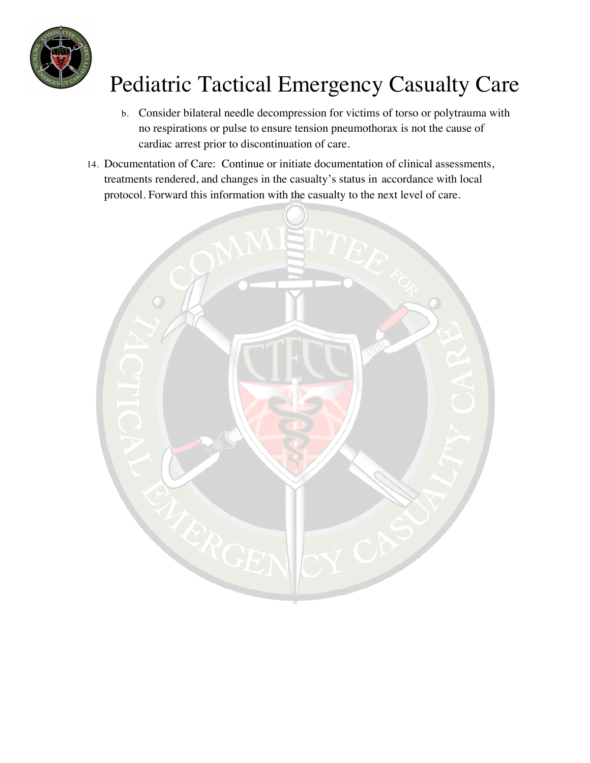b. Consider bilateral needle decompression for victims of torso or polytrauma with no respirations or pulse to ensure tension pneumothorax is not the cause of cardiac arrest prior to discontinuation of care.

14. Documentation of Care: Continue or initiate documentation of clinical assessments, treatments rendered, and changes in the casualty's status in accordance with local protocol. Forward this information with the casualty to the next level of care.